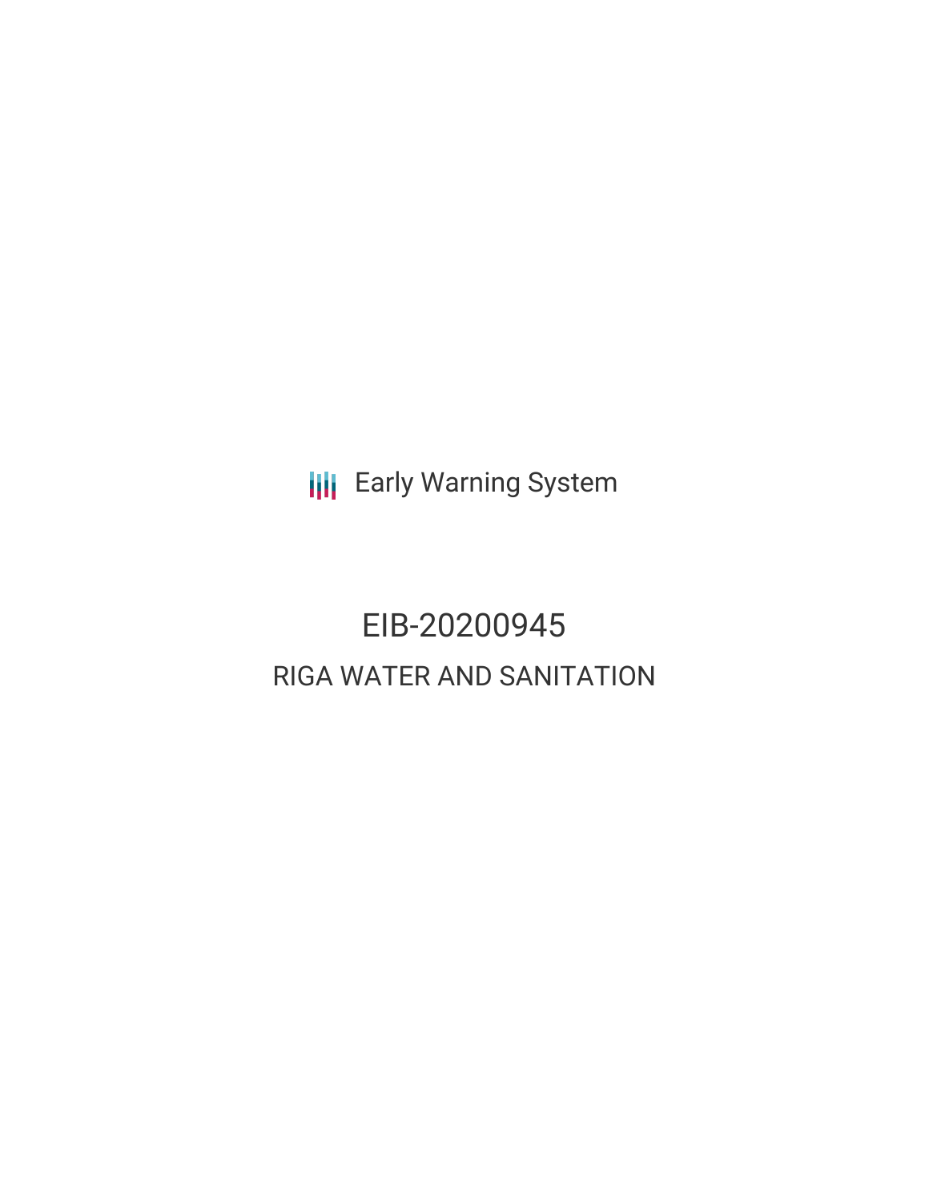Early Warning System

# EIB-20200945

## RIGA WATER AND SANITATION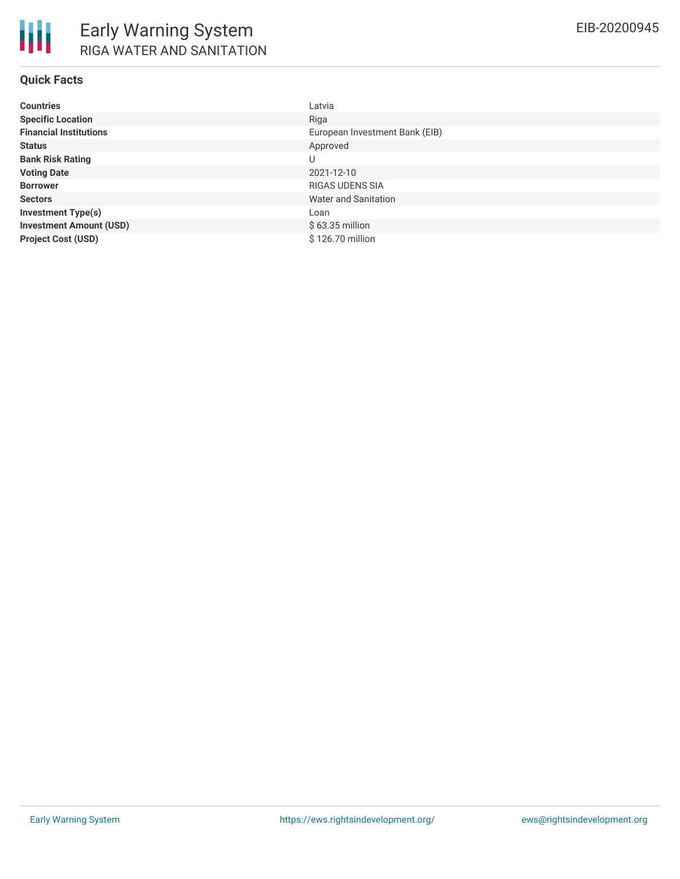# Early Warning System

## RIGA WATER AND SANITATION

EIB-20200945

### Quick Facts

| | |
|---|---|
| **Countries** | Latvia |
| **Specific Location** | Riga |
| **Financial Institutions** | European Investment Bank (EIB) |
| **Status** | Approved |
| **Bank Risk Rating** | U |
| **Voting Date** | 2021-12-10 |
| **Borrower** | RIGAS UDENS SIA |
| **Sectors** | Water and Sanitation |
| **Investment Type(s)** | Loan |
| **Investment Amount (USD)** | $ 63.35 million |
| **Project Cost (USD)** | $ 126.70 million |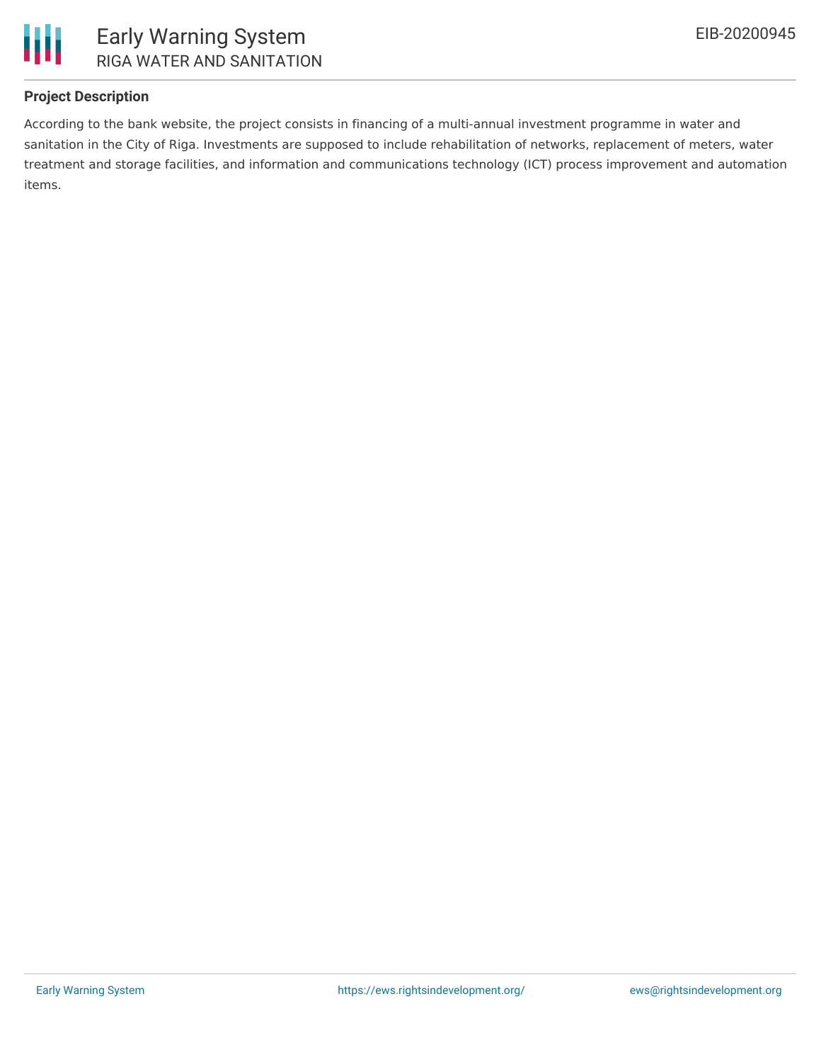## Project Description

According to the bank website, the project consists in financing of a multi-annual investment programme in water and sanitation in the City of Riga. Investments are supposed to include rehabilitation of networks, replacement of meters, water treatment and storage facilities, and information and communications technology (ICT) process improvement and automation items.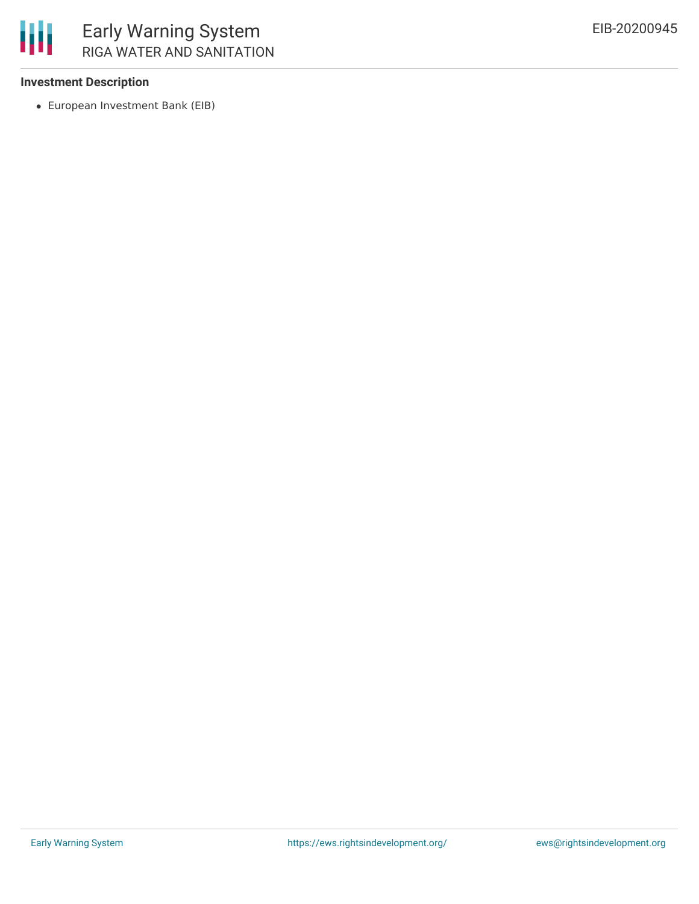**Investment Description**

- European Investment Bank (EIB)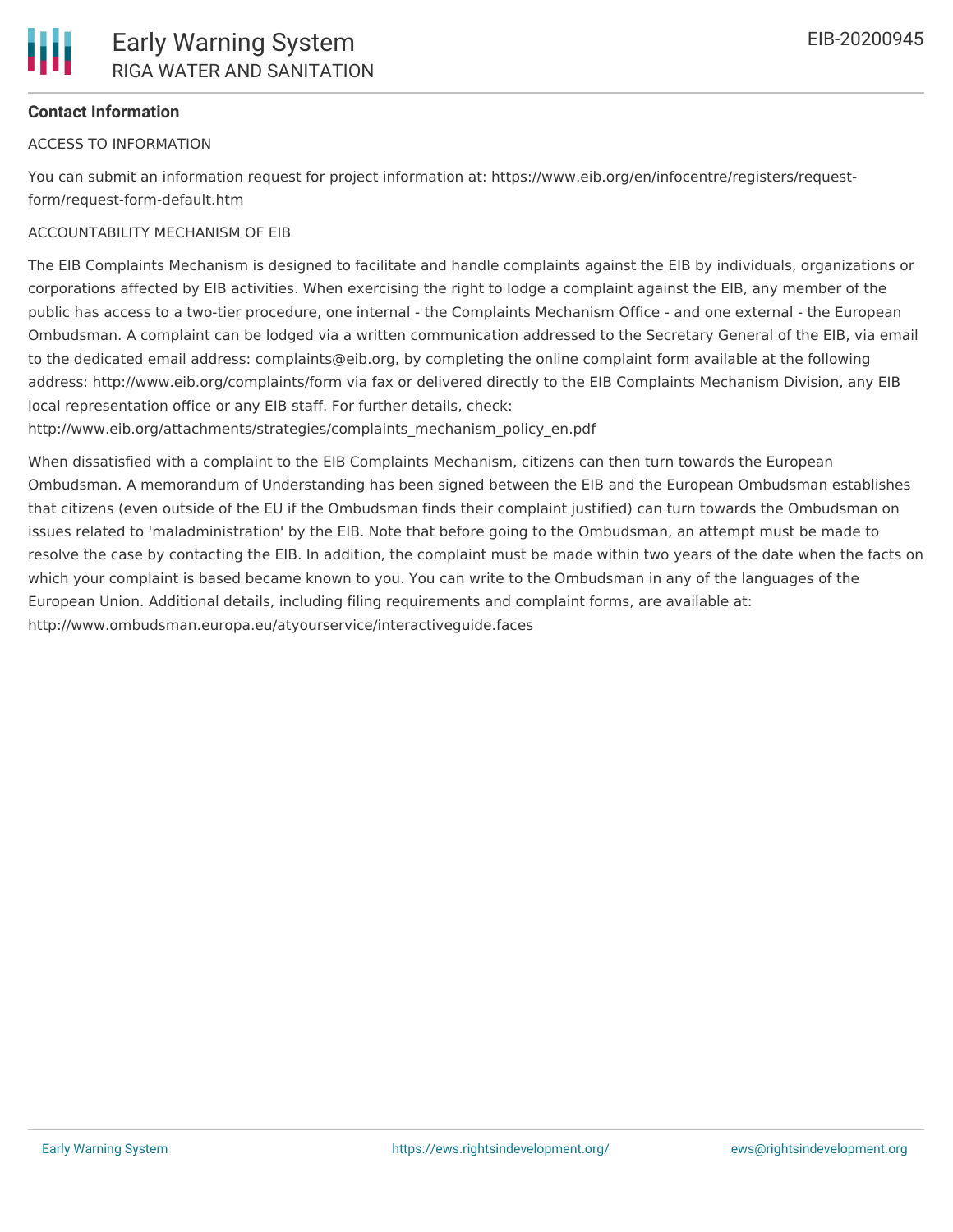**Contact Information**

ACCESS TO INFORMATION

You can submit an information request for project information at: https://www.eib.org/en/infocentre/registers/request-form/request-form-default.htm

ACCOUNTABILITY MECHANISM OF EIB

The EIB Complaints Mechanism is designed to facilitate and handle complaints against the EIB by individuals, organizations or corporations affected by EIB activities. When exercising the right to lodge a complaint against the EIB, any member of the public has access to a two-tier procedure, one internal - the Complaints Mechanism Office - and one external - the European Ombudsman. A complaint can be lodged via a written communication addressed to the Secretary General of the EIB, via email to the dedicated email address: complaints@eib.org, by completing the online complaint form available at the following address: http://www.eib.org/complaints/form via fax or delivered directly to the EIB Complaints Mechanism Division, any EIB local representation office or any EIB staff. For further details, check: http://www.eib.org/attachments/strategies/complaints_mechanism_policy_en.pdf

When dissatisfied with a complaint to the EIB Complaints Mechanism, citizens can then turn towards the European Ombudsman. A memorandum of Understanding has been signed between the EIB and the European Ombudsman establishes that citizens (even outside of the EU if the Ombudsman finds their complaint justified) can turn towards the Ombudsman on issues related to 'maladministration' by the EIB. Note that before going to the Ombudsman, an attempt must be made to resolve the case by contacting the EIB. In addition, the complaint must be made within two years of the date when the facts on which your complaint is based became known to you. You can write to the Ombudsman in any of the languages of the European Union. Additional details, including filing requirements and complaint forms, are available at: http://www.ombudsman.europa.eu/atyourservice/interactiveguide.faces